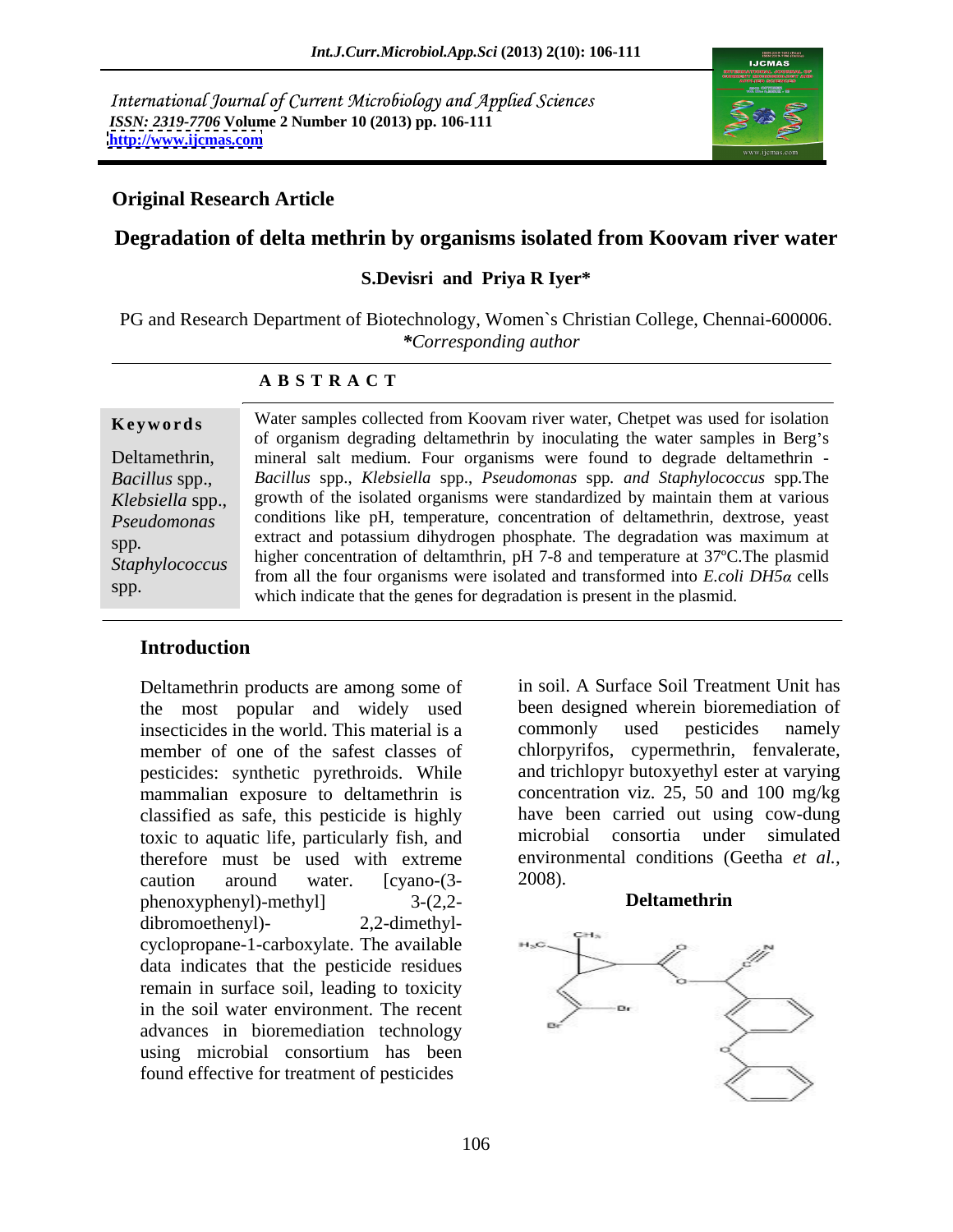International Journal of Current Microbiology and Applied Sciences
*ISSN: 2319-7706* **Volume 2 Number 10 (2013) pp. 106-111**
**http://www.ijcmas.com**

**Original Research Article**

# Degradation of delta methrin by organisms isolated from Koovam river water

**S.Devisri and Priya R Iyer***

PG and Research Department of Biotechnology, Women`s Christian College, Chennai-600006.
***Corresponding author**

## ABSTRACT

**Keywords**

Deltamethrin, *Bacillus* spp., *Klebsiella* spp., *Pseudomonas* spp. *Staphylococcus* spp.

Water samples collected from Koovam river water, Chetpet was used for isolation of organism degrading deltamethrin by inoculating the water samples in Berg's mineral salt medium. Four organisms were found to degrade deltamethrin - *Bacillus* spp., *Klebsiella* spp., *Pseudomonas* spp. *and Staphylococcus* spp.The growth of the isolated organisms were standardized by maintain them at various conditions like pH, temperature, concentration of deltamethrin, dextrose, yeast extract and potassium dihydrogen phosphate. The degradation was maximum at higher concentration of deltamthrin, pH 7-8 and temperature at 37ºC.The plasmid from all the four organisms were isolated and transformed into *E.coli DH5α* cells which indicate that the genes for degradation is present in the plasmid.

## Introduction

Deltamethrin products are among some of the most popular and widely used insecticides in the world. This material is a member of one of the safest classes of pesticides: synthetic pyrethroids. While mammalian exposure to deltamethrin is classified as safe, this pesticide is highly toxic to aquatic life, particularly fish, and therefore must be used with extreme caution around water. [cyano-(3-phenoxyphenyl)-methyl] 3-(2,2-dibromoethenyl)- 2,2-dimethyl-cyclopropane-1-carboxylate. The available data indicates that the pesticide residues remain in surface soil, leading to toxicity in the soil water environment. The recent advances in bioremediation technology using microbial consortium has been found effective for treatment of pesticides in soil. A Surface Soil Treatment Unit has been designed wherein bioremediation of commonly used pesticides namely chlorpyrifos, cypermethrin, fenvalerate, and trichlopyr butoxyethyl ester at varying concentration viz. 25, 50 and 100 mg/kg have been carried out using cow-dung microbial consortia under simulated environmental conditions (Geetha *et al.*, 2008).

**Deltamethrin**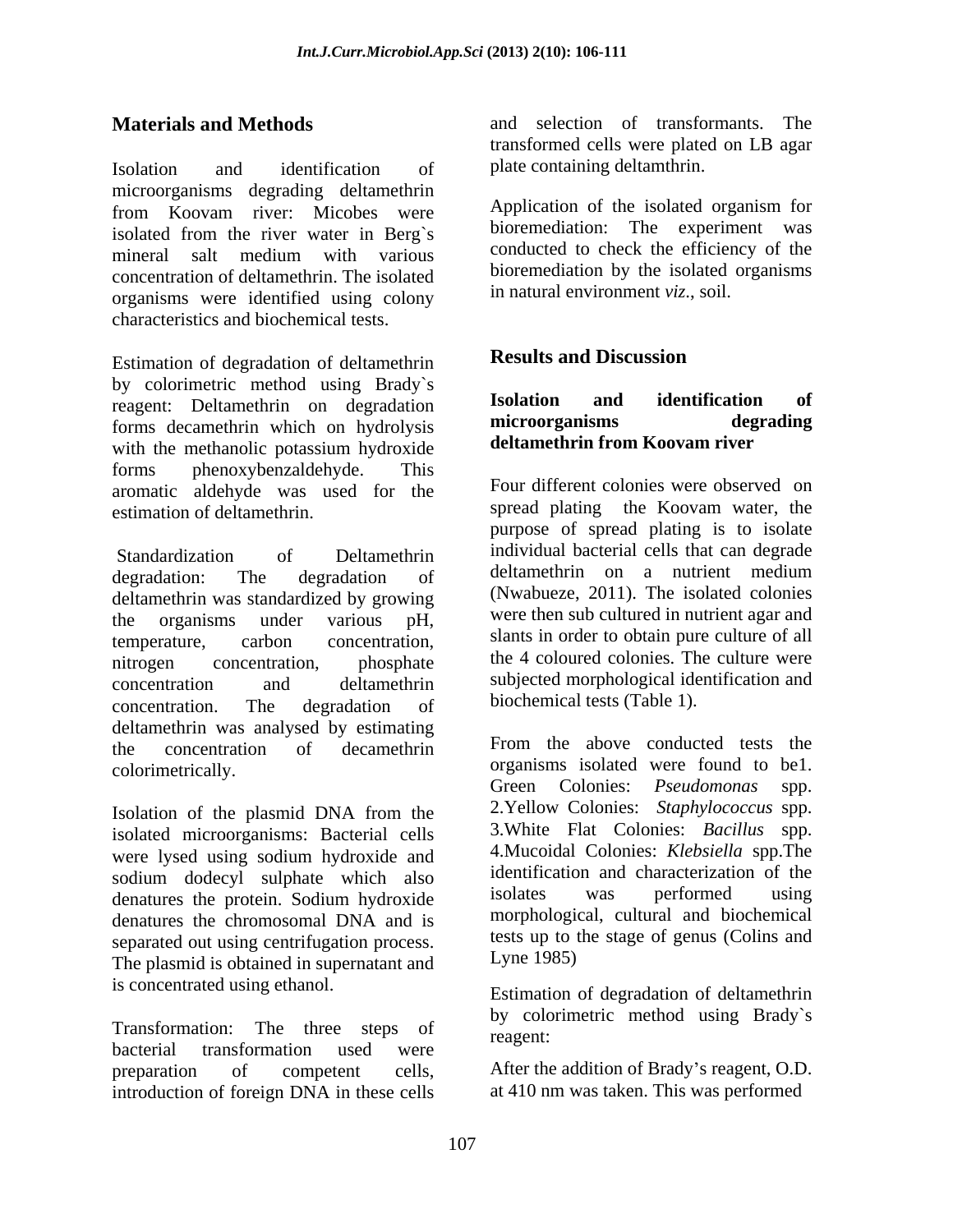## Materials and Methods

Isolation and identification of microorganisms degrading deltamethrin from Koovam river: Micobes were isolated from the river water in Berg`s mineral salt medium with various concentration of deltamethrin. The isolated organisms were identified using colony characteristics and biochemical tests.

Estimation of degradation of deltamethrin by colorimetric method using Brady`s reagent: Deltamethrin on degradation forms decamethrin which on hydrolysis with the methanolic potassium hydroxide forms phenoxybenzaldehyde. This aromatic aldehyde was used for the estimation of deltamethrin.

Standardization of Deltamethrin degradation: The degradation of deltamethrin was standardized by growing the organisms under various pH, temperature, carbon concentration, nitrogen concentration, phosphate concentration and deltamethrin concentration. The degradation of deltamethrin was analysed by estimating the concentration of decamethrin colorimetrically.

Isolation of the plasmid DNA from the isolated microorganisms: Bacterial cells were lysed using sodium hydroxide and sodium dodecyl sulphate which also denatures the protein. Sodium hydroxide denatures the chromosomal DNA and is separated out using centrifugation process. The plasmid is obtained in supernatant and is concentrated using ethanol.

Transformation: The three steps of bacterial transformation used were preparation of competent cells, introduction of foreign DNA in these cells and selection of transformants. The transformed cells were plated on LB agar plate containing deltamthrin.

Application of the isolated organism for bioremediation: The experiment was conducted to check the efficiency of the bioremediation by the isolated organisms in natural environment *viz*., soil.

## Results and Discussion

### Isolation and identification of microorganisms degrading deltamethrin from Koovam river

Four different colonies were observed on spread plating the Koovam water, the purpose of spread plating is to isolate individual bacterial cells that can degrade deltamethrin on a nutrient medium (Nwabueze, 2011). The isolated colonies were then sub cultured in nutrient agar and slants in order to obtain pure culture of all the 4 coloured colonies. The culture were subjected morphological identification and biochemical tests (Table 1).

From the above conducted tests the organisms isolated were found to be1. Green Colonies: *Pseudomonas* spp. 2.Yellow Colonies: *Staphylococcus* spp. 3.White Flat Colonies: *Bacillus* spp. 4.Mucoidal Colonies: *Klebsiella* spp.The identification and characterization of the isolates was performed using morphological, cultural and biochemical tests up to the stage of genus (Colins and Lyne 1985)

Estimation of degradation of deltamethrin by colorimetric method using Brady`s reagent:

After the addition of Brady's reagent, O.D. at 410 nm was taken. This was performed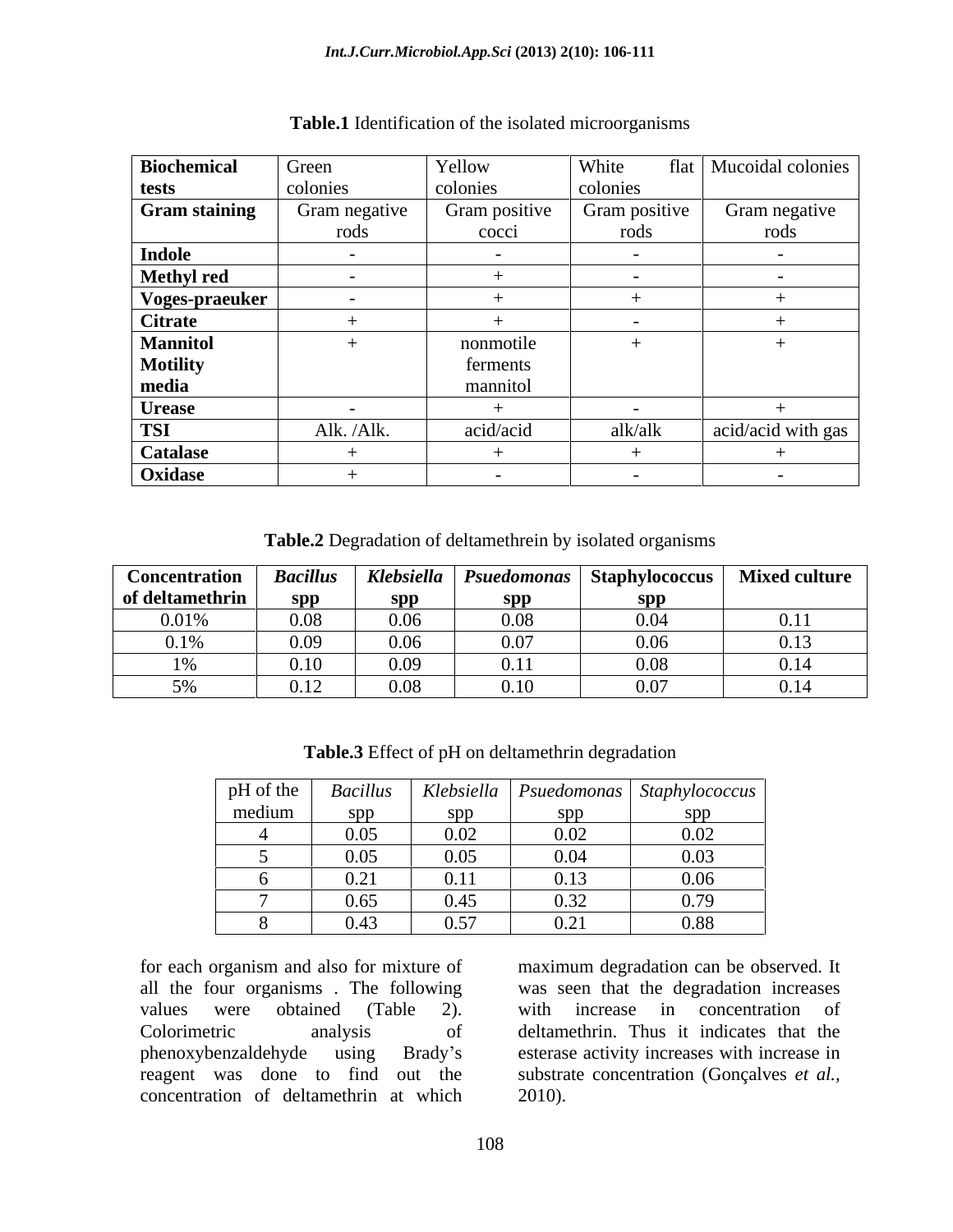**Table.1** Identification of the isolated microorganisms

| Biochemical tests | Green colonies | Yellow colonies | White flat colonies | Mucoidal colonies |
|---|---|---|---|---|
| **Gram staining** | Gram negative rods | Gram positive cocci | Gram positive rods | Gram negative rods |
| **Indole** | - | - | - | - |
| **Methyl red** | - | + | - | - |
| **Voges-praeuker** | - | + | + | + |
| **Citrate** | + | + | - | + |
| **Mannitol Motility media** | + | nonmotile ferments mannitol | + | + |
| **Urease** | - | + | - | + |
| **TSI** | Alk. /Alk. | acid/acid | alk/alk | acid/acid with gas |
| **Catalase** | + | + | + | + |
| **Oxidase** | + | - | - | - |

**Table.2** Degradation of deltamethrein by isolated organisms

| Concentration of deltamethrin | *Bacillus* spp | *Klebsiella* spp | *Psuedomonas* spp | Staphylococcus spp | Mixed culture |
|---|---|---|---|---|---|
| 0.01% | 0.08 | 0.06 | 0.08 | 0.04 | 0.11 |
| 0.1% | 0.09 | 0.06 | 0.07 | 0.06 | 0.13 |
| 1% | 0.10 | 0.09 | 0.11 | 0.08 | 0.14 |
| 5% | 0.12 | 0.08 | 0.10 | 0.07 | 0.14 |

**Table.3** Effect of pH on deltamethrin degradation

| pH of the medium | *Bacillus* spp | *Klebsiella* spp | *Psuedomonas* spp | *Staphylococcus* spp |
|---|---|---|---|---|
| 4 | 0.05 | 0.02 | 0.02 | 0.02 |
| 5 | 0.05 | 0.05 | 0.04 | 0.03 |
| 6 | 0.21 | 0.11 | 0.13 | 0.06 |
| 7 | 0.65 | 0.45 | 0.32 | 0.79 |
| 8 | 0.43 | 0.57 | 0.21 | 0.88 |

for each organism and also for mixture of all the four organisms . The following values were obtained (Table 2). Colorimetric analysis of phenoxybenzaldehyde using Brady's reagent was done to find out the concentration of deltamethrin at which maximum degradation can be observed. It was seen that the degradation increases with increase in concentration of deltamethrin. Thus it indicates that the esterase activity increases with increase in substrate concentration (Gonçalves *et al.*, 2010).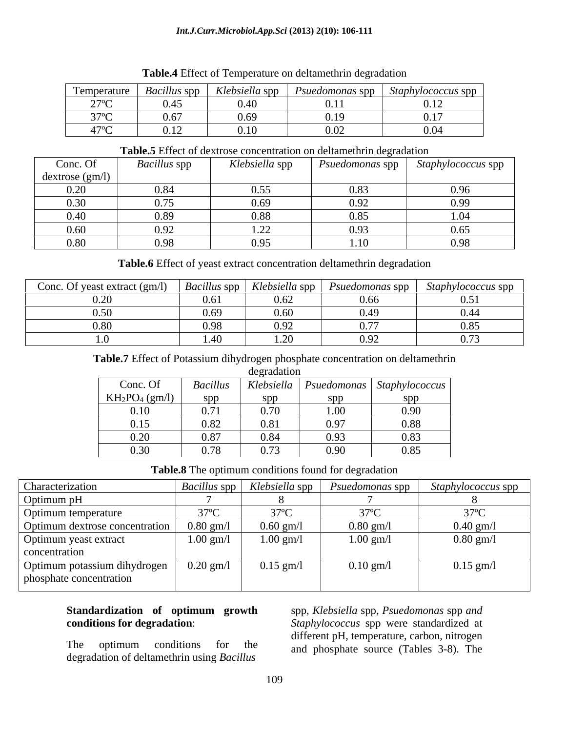**Table.4** Effect of Temperature on deltamethrin degradation

| Temperature | *Bacillus* spp | *Klebsiella* spp | *Psuedomonas* spp | *Staphylococcus* spp |
| --- | --- | --- | --- | --- |
| 27ºC | 0.45 | 0.40 | 0.11 | 0.12 |
| 37ºC | 0.67 | 0.69 | 0.19 | 0.17 |
| 47ºC | 0.12 | 0.10 | 0.02 | 0.04 |

**Table.5** Effect of dextrose concentration on deltamethrin degradation

| Conc. Of dextrose (gm/l) | *Bacillus* spp | *Klebsiella* spp | *Psuedomonas* spp | *Staphylococcus* spp |
| --- | --- | --- | --- | --- |
| 0.20 | 0.84 | 0.55 | 0.83 | 0.96 |
| 0.30 | 0.75 | 0.69 | 0.92 | 0.99 |
| 0.40 | 0.89 | 0.88 | 0.85 | 1.04 |
| 0.60 | 0.92 | 1.22 | 0.93 | 0.65 |
| 0.80 | 0.98 | 0.95 | 1.10 | 0.98 |

**Table.6** Effect of yeast extract concentration deltamethrin degradation

| Conc. Of yeast extract (gm/l) | *Bacillus* spp | *Klebsiella* spp | *Psuedomonas* spp | *Staphylococcus* spp |
| --- | --- | --- | --- | --- |
| 0.20 | 0.61 | 0.62 | 0.66 | 0.51 |
| 0.50 | 0.69 | 0.60 | 0.49 | 0.44 |
| 0.80 | 0.98 | 0.92 | 0.77 | 0.85 |
| 1.0 | 1.40 | 1.20 | 0.92 | 0.73 |

**Table.7** Effect of Potassium dihydrogen phosphate concentration on deltamethrin degradation

| Conc. Of $KH_2PO_4$ (gm/l) | *Bacillus* spp | *Klebsiella* spp | *Psuedomonas* spp | *Staphylococcus* spp |
| --- | --- | --- | --- | --- |
| 0.10 | 0.71 | 0.70 | 1.00 | 0.90 |
| 0.15 | 0.82 | 0.81 | 0.97 | 0.88 |
| 0.20 | 0.87 | 0.84 | 0.93 | 0.83 |
| 0.30 | 0.78 | 0.73 | 0.90 | 0.85 |

**Table.8** The optimum conditions found for degradation

| Characterization | *Bacillus* spp | *Klebsiella* spp | *Psuedomonas* spp | *Staphylococcus* spp |
| --- | --- | --- | --- | --- |
| Optimum pH | 7 | 8 | 7 | 8 |
| Optimum temperature | 37ºC | 37ºC | 37ºC | 37ºC |
| Optimum dextrose concentration | 0.80 gm/l | 0.60 gm/l | 0.80 gm/l | 0.40 gm/l |
| Optimum yeast extract concentration | 1.00 gm/l | 1.00 gm/l | 1.00 gm/l | 0.80 gm/l |
| Optimum potassium dihydrogen phosphate concentration | 0.20 gm/l | 0.15 gm/l | 0.10 gm/l | 0.15 gm/l |

**Standardization of optimum growth conditions for degradation**:

The optimum conditions for the degradation of deltamethrin using *Bacillus* spp, *Klebsiella* spp, *Psuedomonas* spp *and Staphylococcus* spp were standardized at different pH, temperature, carbon, nitrogen and phosphate source (Tables 3-8). The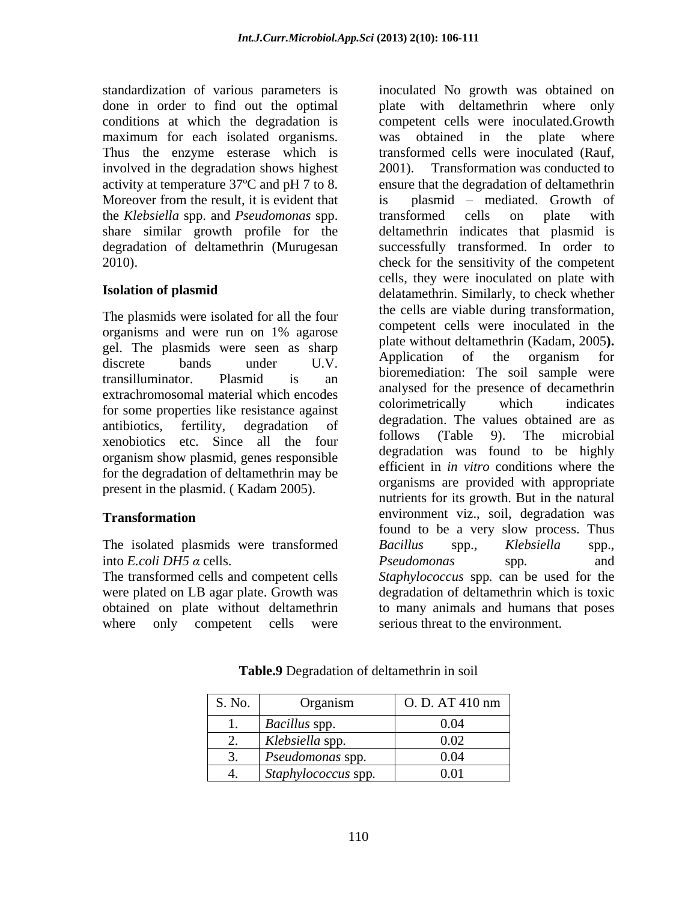standardization of various parameters is done in order to find out the optimal conditions at which the degradation is maximum for each isolated organisms. Thus the enzyme esterase which is involved in the degradation shows highest activity at temperature 37ºC and pH 7 to 8. Moreover from the result, it is evident that the *Klebsiella* spp. and *Pseudomonas* spp. share similar growth profile for the degradation of deltamethrin (Murugesan 2010).

**Isolation of plasmid**

The plasmids were isolated for all the four organisms and were run on 1% agarose gel. The plasmids were seen as sharp discrete bands under U.V. transilluminator. Plasmid is an extrachromosomal material which encodes for some properties like resistance against antibiotics, fertility, degradation of xenobiotics etc. Since all the four organism show plasmid, genes responsible for the degradation of deltamethrin may be present in the plasmid. ( Kadam 2005).

**Transformation**

The isolated plasmids were transformed into *E.coli DH5 α* cells.

The transformed cells and competent cells were plated on LB agar plate. Growth was obtained on plate without deltamethrin where only competent cells were inoculated No growth was obtained on plate with deltamethrin where only competent cells were inoculated.Growth was obtained in the plate where transformed cells were inoculated (Rauf, 2001). Transformation was conducted to ensure that the degradation of deltamethrin is plasmid – mediated. Growth of transformed cells on plate with deltamethrin indicates that plasmid is successfully transformed. In order to check for the sensitivity of the competent cells, they were inoculated on plate with delatamethrin. Similarly, to check whether the cells are viable during transformation, competent cells were inoculated in the plate without deltamethrin (Kadam, 2005**).** Application of the organism for bioremediation: The soil sample were analysed for the presence of decamethrin colorimetrically which indicates degradation. The values obtained are as follows (Table 9). The microbial degradation was found to be highly efficient in *in vitro* conditions where the organisms are provided with appropriate nutrients for its growth. But in the natural environment viz., soil, degradation was found to be a very slow process. Thus *Bacillus* spp., *Klebsiella* spp., *Pseudomonas* spp. and *Staphylococcus* spp*.* can be used for the degradation of deltamethrin which is toxic to many animals and humans that poses serious threat to the environment.

**Table.9** Degradation of deltamethrin in soil

| S. No. | Organism | O. D. AT 410 nm |
|---|---|---|
| 1. | *Bacillus* spp. | 0.04 |
| 2. | *Klebsiella* spp. | 0.02 |
| 3. | *Pseudomonas* spp. | 0.04 |
| 4. | *Staphylococcus* spp. | 0.01 |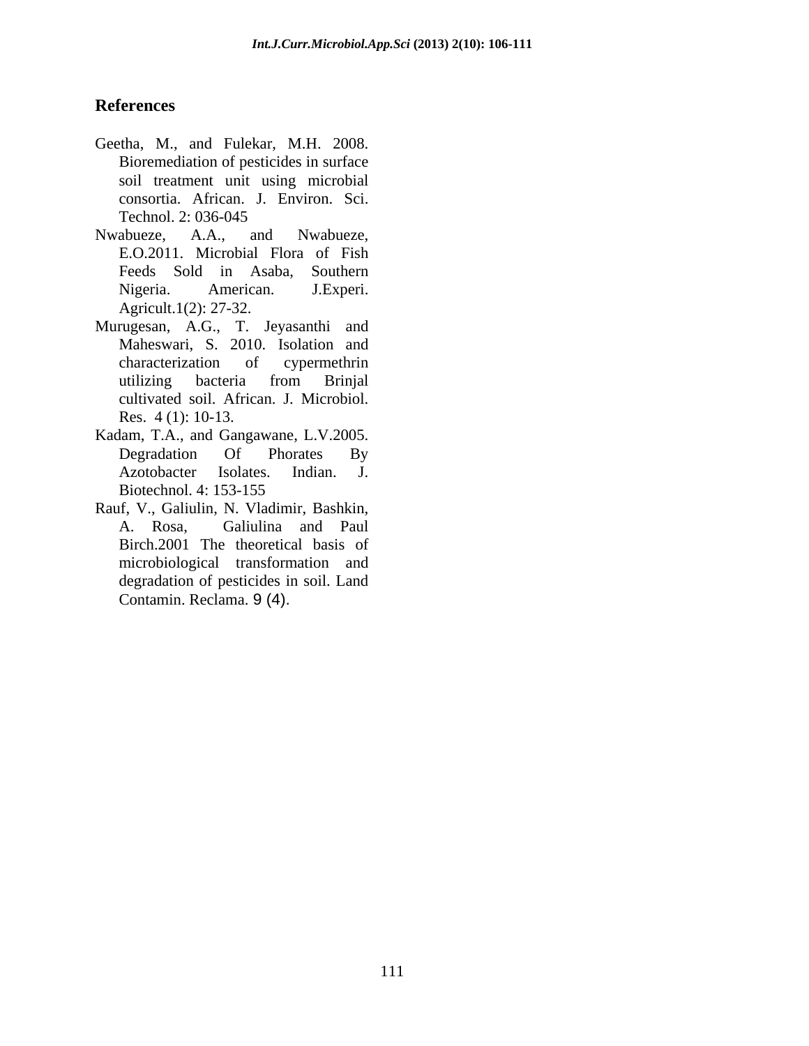## References

Geetha, M., and Fulekar, M.H. 2008. Bioremediation of pesticides in surface soil treatment unit using microbial consortia. African. J. Environ. Sci. Technol. 2: 036-045

Nwabueze, A.A., and Nwabueze, E.O.2011. Microbial Flora of Fish Feeds Sold in Asaba, Southern Nigeria. American. J.Experi. Agricult.1(2): 27-32.

Murugesan, A.G., T. Jeyasanthi and Maheswari, S. 2010. Isolation and characterization of cypermethrin utilizing bacteria from Brinjal cultivated soil. African. J. Microbiol. Res. 4 (1): 10-13.

Kadam, T.A., and Gangawane, L.V.2005. Degradation Of Phorates By Azotobacter Isolates. Indian. J. Biotechnol. 4: 153-155

Rauf, V., Galiulin, N. Vladimir, Bashkin, A. Rosa, Galiulina and Paul Birch.2001 The theoretical basis of microbiological transformation and degradation of pesticides in soil. Land Contamin. Reclama. 9 (4).